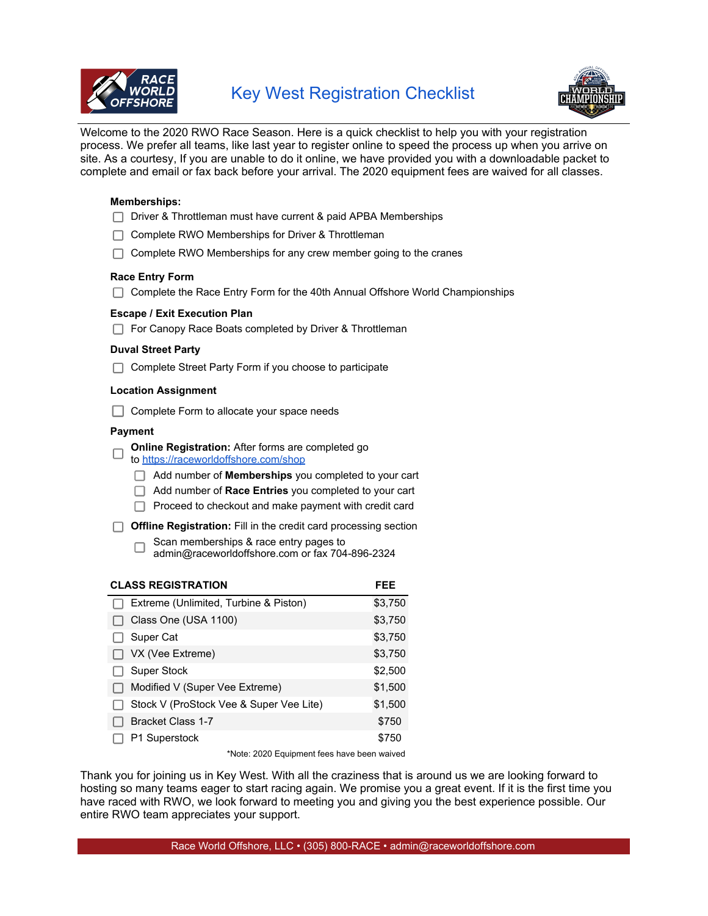# Key West Registration Checklist

Welcome to the 2020 RWO Race Season. Here is a quick checklist to help you with your registration process. We prefer all teams, like last year to register online to speed the process up when you arrive on site. As a courtesy, If you are unable to do it online, we have provided you with a downloadable packet to complete and email or fax back before your arrival. The 2020 equipment fees are waived for all classes.

**Memberships:**

- ☐ Driver & Throttleman must have current & paid APBA Memberships
- ☐ Complete RWO Memberships for Driver & Throttleman
- ☐ Complete RWO Memberships for any crew member going to the cranes

**Race Entry Form**

- ☐ Complete the Race Entry Form for the 40th Annual Offshore World Championships

**Escape / Exit Execution Plan**

- ☐ For Canopy Race Boats completed by Driver & Throttleman

**Duval Street Party**

- ☐ Complete Street Party Form if you choose to participate

**Location Assignment**

- ☐ Complete Form to allocate your space needs

**Payment**

- ☐ **Online Registration:** After forms are completed go to https://raceworldoffshore.com/shop
  - ☐ Add number of **Memberships** you completed to your cart
  - ☐ Add number of **Race Entries** you completed to your cart
  - ☐ Proceed to checkout and make payment with credit card
- ☐ **Offline Registration:** Fill in the credit card processing section
  - ☐ Scan memberships & race entry pages to admin@raceworldoffshore.com or fax 704-896-2324

| CLASS REGISTRATION | FEE |
|---|---|
| ☐ Extreme (Unlimited, Turbine & Piston) | $3,750 |
| ☐ Class One (USA 1100) | $3,750 |
| ☐ Super Cat | $3,750 |
| ☐ VX (Vee Extreme) | $3,750 |
| ☐ Super Stock | $2,500 |
| ☐ Modified V (Super Vee Extreme) | $1,500 |
| ☐ Stock V (ProStock Vee & Super Vee Lite) | $1,500 |
| ☐ Bracket Class 1-7 | $750 |
| ☐ P1 Superstock | $750 |

*Note: 2020 Equipment fees have been waived

Thank you for joining us in Key West. With all the craziness that is around us we are looking forward to hosting so many teams eager to start racing again. We promise you a great event. If it is the first time you have raced with RWO, we look forward to meeting you and giving you the best experience possible. Our entire RWO team appreciates your support.

Race World Offshore, LLC • (305) 800-RACE • admin@raceworldoffshore.com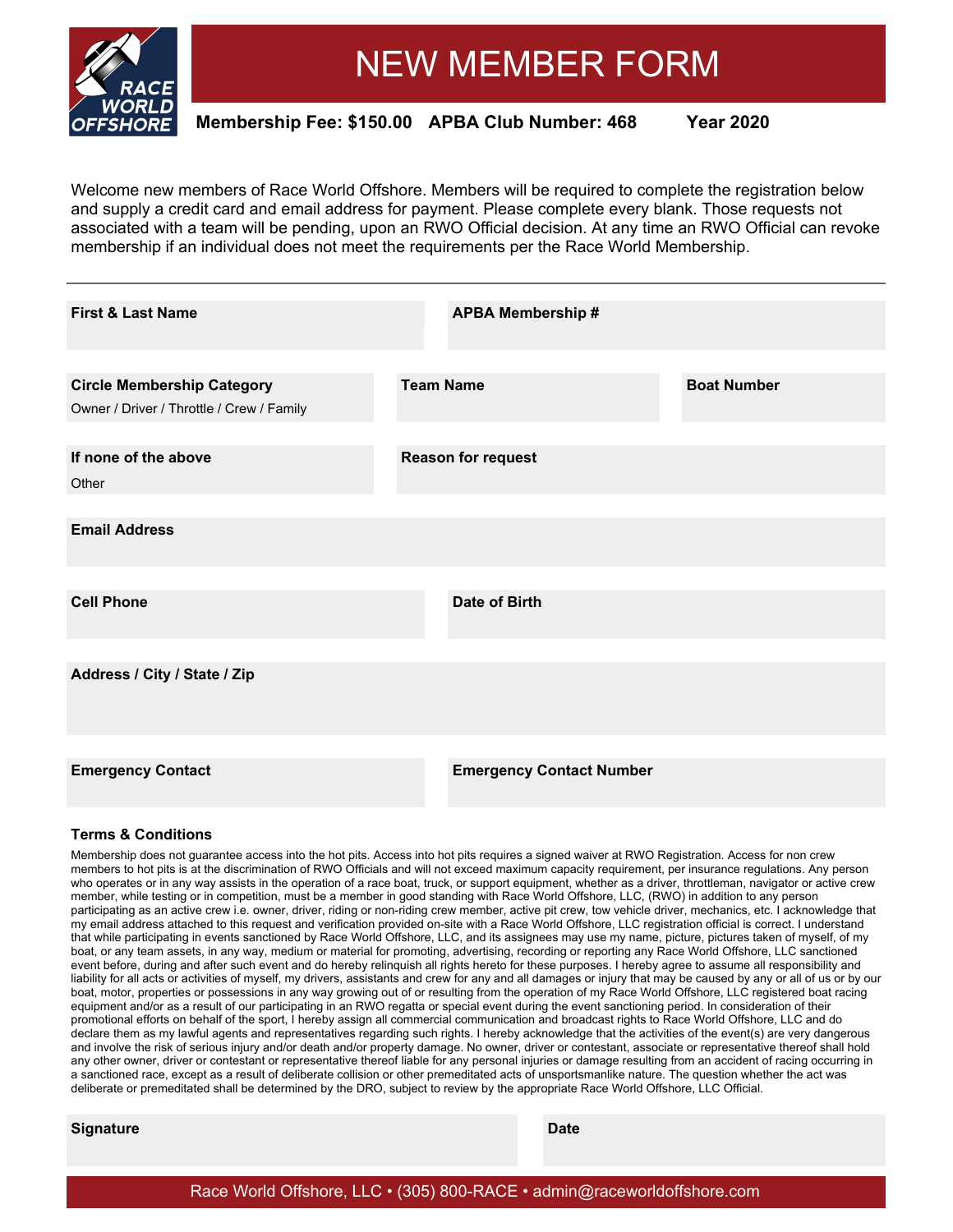# NEW MEMBER FORM

**Membership Fee: $150.00** **APBA Club Number: 468** **Year 2020**

Welcome new members of Race World Offshore. Members will be required to complete the registration below and supply a credit card and email address for payment. Please complete every blank. Those requests not associated with a team will be pending, upon an RWO Official decision. At any time an RWO Official can revoke membership if an individual does not meet the requirements per the Race World Membership.

---

**First & Last Name**

**APBA Membership #**

**Circle Membership Category**
Owner / Driver / Throttle / Crew / Family

**Team Name**

**Boat Number**

**If none of the above**
Other

**Reason for request**

**Email Address**

**Cell Phone**

**Date of Birth**

**Address / City / State / Zip**

**Emergency Contact**

**Emergency Contact Number**

### Terms & Conditions

Membership does not guarantee access into the hot pits. Access into hot pits requires a signed waiver at RWO Registration. Access for non crew members to hot pits is at the discrimination of RWO Officials and will not exceed maximum capacity requirement, per insurance regulations. Any person who operates or in any way assists in the operation of a race boat, truck, or support equipment, whether as a driver, throttleman, navigator or active crew member, while testing or in competition, must be a member in good standing with Race World Offshore, LLC, (RWO) in addition to any person participating as an active crew i.e. owner, driver, riding or non-riding crew member, active pit crew, tow vehicle driver, mechanics, etc. I acknowledge that my email address attached to this request and verification provided on-site with a Race World Offshore, LLC registration official is correct. I understand that while participating in events sanctioned by Race World Offshore, LLC, and its assignees may use my name, picture, pictures taken of myself, of my boat, or any team assets, in any way, medium or material for promoting, advertising, recording or reporting any Race World Offshore, LLC sanctioned event before, during and after such event and do hereby relinquish all rights hereto for these purposes. I hereby agree to assume all responsibility and liability for all acts or activities of myself, my drivers, assistants and crew for any and all damages or injury that may be caused by any or all of us or by our boat, motor, properties or possessions in any way growing out of or resulting from the operation of my Race World Offshore, LLC registered boat racing equipment and/or as a result of our participating in an RWO regatta or special event during the event sanctioning period. In consideration of their promotional efforts on behalf of the sport, I hereby assign all commercial communication and broadcast rights to Race World Offshore, LLC and do declare them as my lawful agents and representatives regarding such rights. I hereby acknowledge that the activities of the event(s) are very dangerous and involve the risk of serious injury and/or death and/or property damage. No owner, driver or contestant, associate or representative thereof shall hold any other owner, driver or contestant or representative thereof liable for any personal injuries or damage resulting from an accident of racing occurring in a sanctioned race, except as a result of deliberate collision or other premeditated acts of unsportsmanlike nature. The question whether the act was deliberate or premeditated shall be determined by the DRO, subject to review by the appropriate Race World Offshore, LLC Official.

**Signature**

**Date**

Race World Offshore, LLC • (305) 800-RACE • admin@raceworldoffshore.com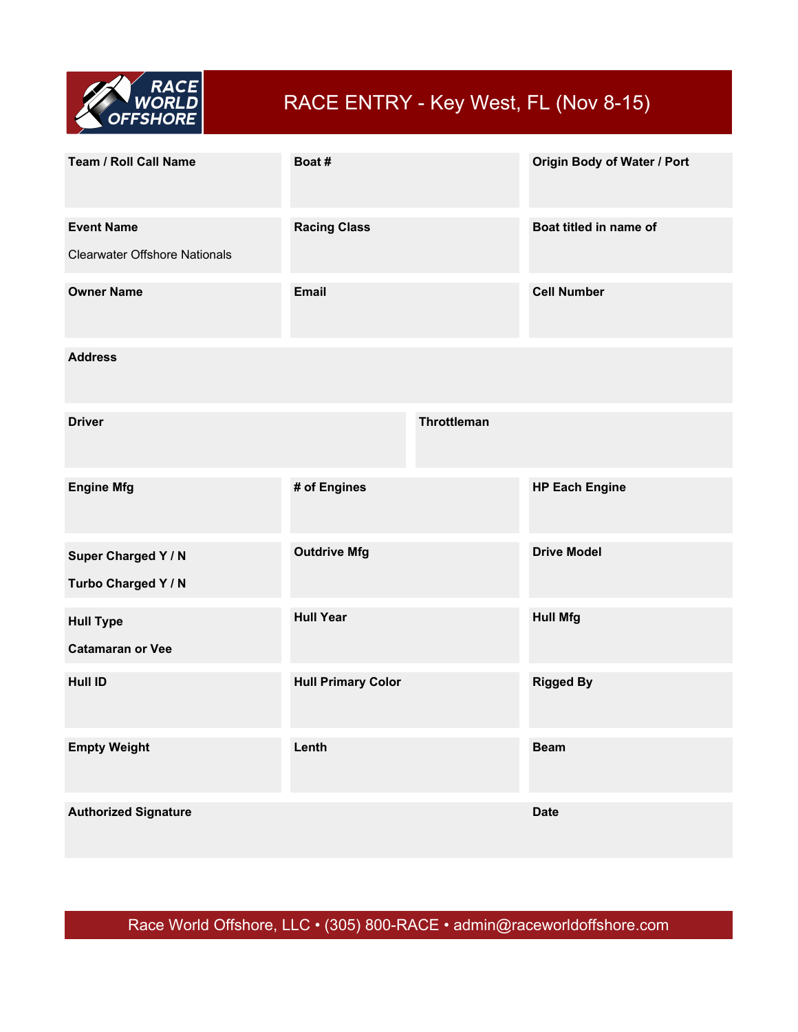RACE WORLD OFFSHORE

# RACE ENTRY - Key West, FL (Nov 8-15)

| Team / Roll Call Name | Boat # | Origin Body of Water / Port |
|---|---|---|
| | | |

| Event Name | Racing Class | Boat titled in name of |
|---|---|---|
| Clearwater Offshore Nationals | | |

| Owner Name | Email | Cell Number |
|---|---|---|
| | | |

| Address |
|---|
| |

| Driver | Throttleman |
|---|---|
| | |

| Engine Mfg | # of Engines | HP Each Engine |
|---|---|---|
| | | |

| Super Charged Y / N<br>Turbo Charged Y / N | Outdrive Mfg | Drive Model |
|---|---|---|
| | | |

| Hull Type<br>Catamaran or Vee | Hull Year | Hull Mfg |
|---|---|---|
| | | |

| Hull ID | Hull Primary Color | Rigged By |
|---|---|---|
| | | |

| Empty Weight | Lenth | Beam |
|---|---|---|
| | | |

| Authorized Signature | Date |
|---|---|
| | |

Race World Offshore, LLC • (305) 800-RACE • admin@raceworldoffshore.com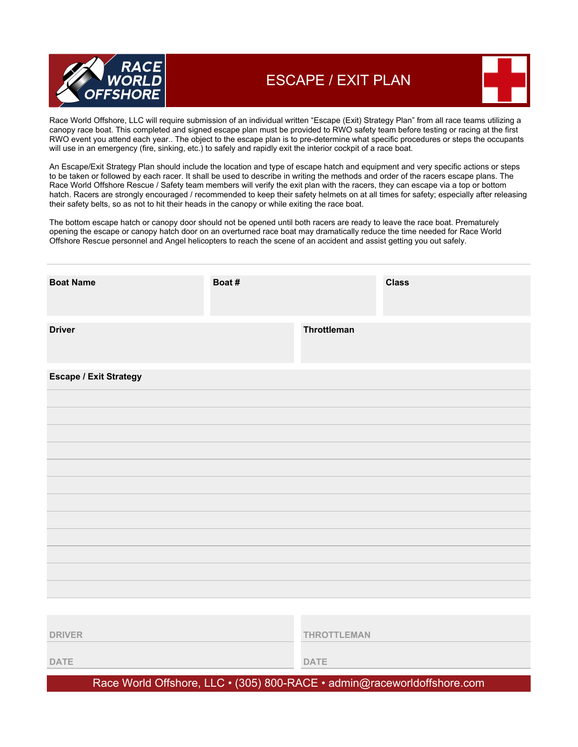# ESCAPE / EXIT PLAN

Race World Offshore, LLC will require submission of an individual written "Escape (Exit) Strategy Plan" from all race teams utilizing a canopy race boat. This completed and signed escape plan must be provided to RWO safety team before testing or racing at the first RWO event you attend each year.. The object to the escape plan is to pre-determine what specific procedures or steps the occupants will use in an emergency (fire, sinking, etc.) to safely and rapidly exit the interior cockpit of a race boat.

An Escape/Exit Strategy Plan should include the location and type of escape hatch and equipment and very specific actions or steps to be taken or followed by each racer. It shall be used to describe in writing the methods and order of the racers escape plans. The Race World Offshore Rescue / Safety team members will verify the exit plan with the racers, they can escape via a top or bottom hatch. Racers are strongly encouraged / recommended to keep their safety helmets on at all times for safety; especially after releasing their safety belts, so as not to hit their heads in the canopy or while exiting the race boat.

The bottom escape hatch or canopy door should not be opened until both racers are ready to leave the race boat. Prematurely opening the escape or canopy hatch door on an overturned race boat may dramatically reduce the time needed for Race World Offshore Rescue personnel and Angel helicopters to reach the scene of an accident and assist getting you out safely.

---

| Boat Name | Boat # | Class |
|---|---|---|
| | | |

| Driver | Throttleman |
|---|---|
| | |

**Escape / Exit Strategy**

| DRIVER | THROTTLEMAN |
|---|---|
| DATE | DATE |

Race World Offshore, LLC • (305) 800-RACE • admin@raceworldoffshore.com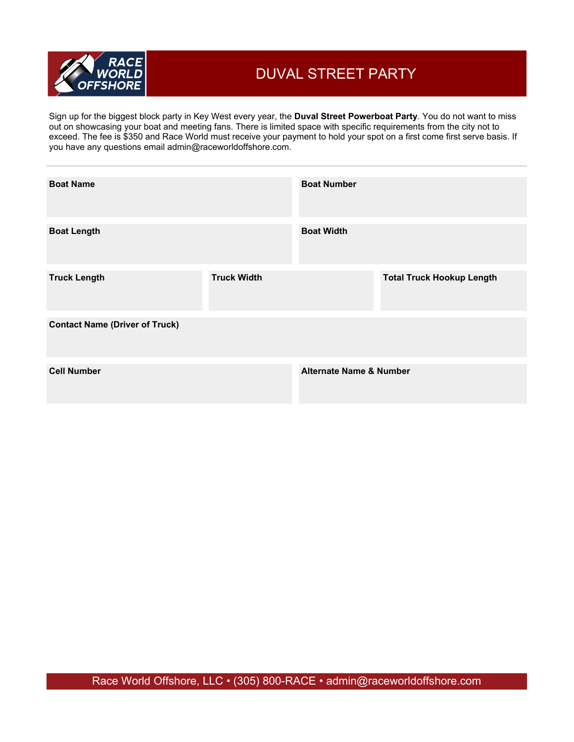# DUVAL STREET PARTY

Sign up for the biggest block party in Key West every year, the **Duval Street Powerboat Party**. You do not want to miss out on showcasing your boat and meeting fans. There is limited space with specific requirements from the city not to exceed. The fee is $350 and Race World must receive your payment to hold your spot on a first come first serve basis. If you have any questions email admin@raceworldoffshore.com.

---

| **Boat Name** | **Boat Number** |
| --- | --- |
| | |

| **Boat Length** | **Boat Width** |
| --- | --- |
| | |

| **Truck Length** | **Truck Width** | **Total Truck Hookup Length** |
| --- | --- | --- |
| | | |

| **Contact Name (Driver of Truck)** |
| --- |
| |

| **Cell Number** | **Alternate Name & Number** |
| --- | --- |
| | |

Race World Offshore, LLC • (305) 800-RACE • admin@raceworldoffshore.com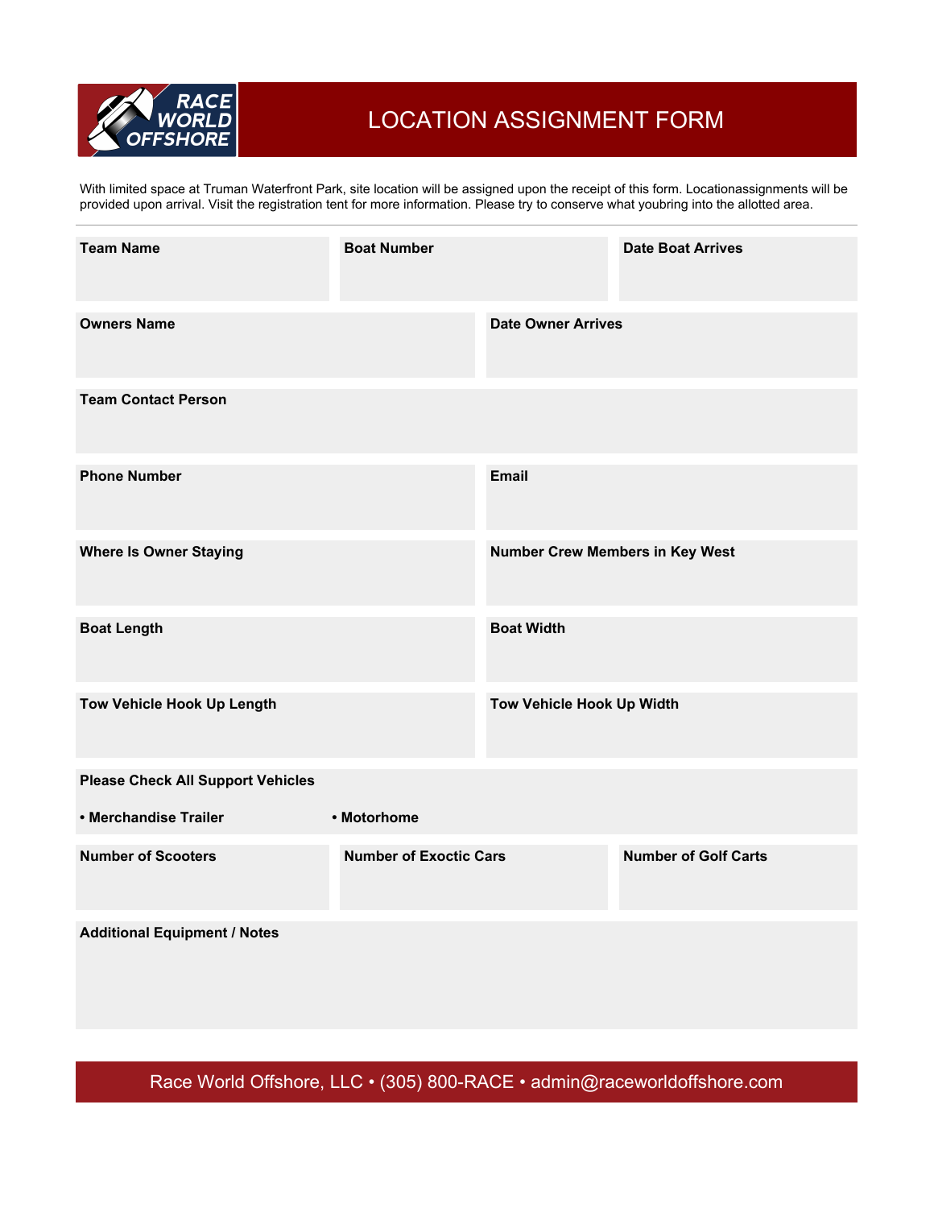# LOCATION ASSIGNMENT FORM

With limited space at Truman Waterfront Park, site location will be assigned upon the receipt of this form. Locationassignments will be provided upon arrival. Visit the registration tent for more information. Please try to conserve what youbring into the allotted area.

---

| Team Name | Boat Number | Date Boat Arrives |
|---|---|---|
| | | |

| Owners Name | Date Owner Arrives |
|---|---|
| | |

| Team Contact Person |
|---|
| |

| Phone Number | Email |
|---|---|
| | |

| Where Is Owner Staying | Number Crew Members in Key West |
|---|---|
| | |

| Boat Length | Boat Width |
|---|---|
| | |

| Tow Vehicle Hook Up Length | Tow Vehicle Hook Up Width |
|---|---|
| | |

**Please Check All Support Vehicles**

- **Merchandise Trailer**
- **Motorhome**

| Number of Scooters | Number of Exoctic Cars | Number of Golf Carts |
|---|---|---|
| | | |

| Additional Equipment / Notes |
|---|
| |

Race World Offshore, LLC • (305) 800-RACE • admin@raceworldoffshore.com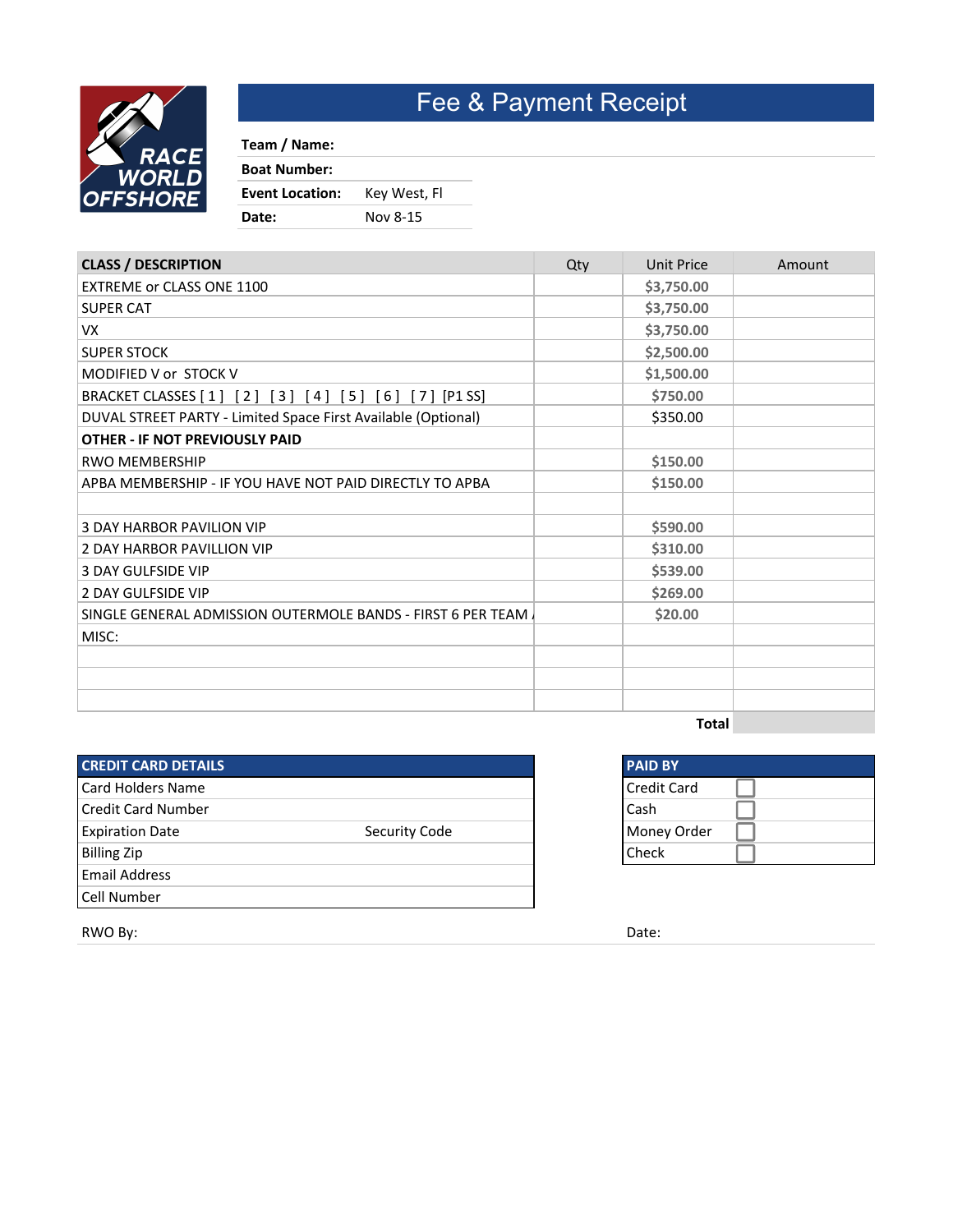RACE WORLD OFFSHORE

# Fee & Payment Receipt

| | |
|---|---|
| **Team / Name:** | |
| **Boat Number:** | |
| **Event Location:** | Key West, Fl |
| **Date:** | Nov 8-15 |

| **CLASS / DESCRIPTION** | Qty | Unit Price | Amount |
|---|---|---|---|
| EXTREME or CLASS ONE 1100 | | $3,750.00 | |
| SUPER CAT | | $3,750.00 | |
| VX | | $3,750.00 | |
| SUPER STOCK | | $2,500.00 | |
| MODIFIED V or STOCK V | | $1,500.00 | |
| BRACKET CLASSES [ 1 ] [ 2 ] [ 3 ] [ 4 ] [ 5 ] [ 6 ] [ 7 ] [P1 SS] | | $750.00 | |
| DUVAL STREET PARTY - Limited Space First Available (Optional) | | $350.00 | |
| **OTHER - IF NOT PREVIOUSLY PAID** | | | |
| RWO MEMBERSHIP | | $150.00 | |
| APBA MEMBERSHIP - IF YOU HAVE NOT PAID DIRECTLY TO APBA | | $150.00 | |
| | | | |
| 3 DAY HARBOR PAVILION VIP | | $590.00 | |
| 2 DAY HARBOR PAVILLION VIP | | $310.00 | |
| 3 DAY GULFSIDE VIP | | $539.00 | |
| 2 DAY GULFSIDE VIP | | $269.00 | |
| SINGLE GENERAL ADMISSION OUTERMOLE BANDS - FIRST 6 PER TEAM / | | $20.00 | |
| MISC: | | | |
| | | | |
| | | | |
| | | | |
| | | **Total** | |

| **CREDIT CARD DETAILS** | |
|---|---|
| Card Holders Name | |
| Credit Card Number | |
| Expiration Date | Security Code |
| Billing Zip | |
| Email Address | |
| Cell Number | |

| **PAID BY** | |
|---|---|
| Credit Card | ☐ |
| Cash | ☐ |
| Money Order | ☐ |
| Check | ☐ |

RWO By: Date: